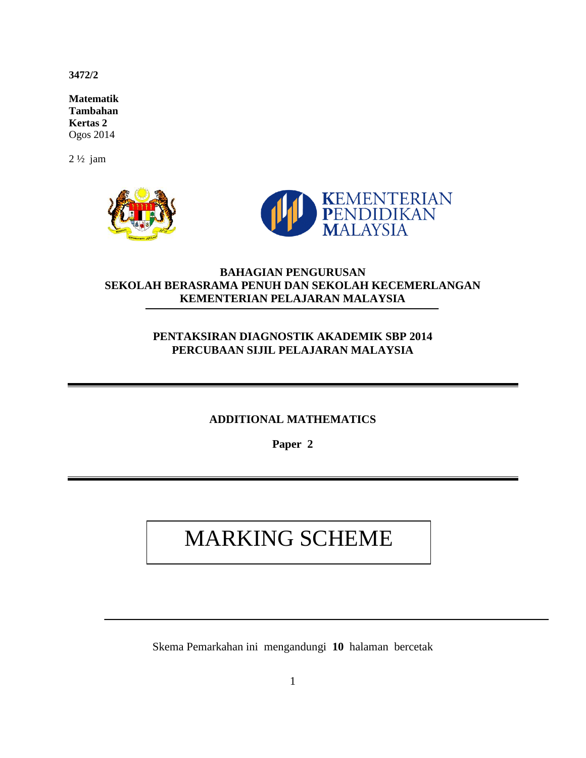**3472/2**

**Matematik**
**Tambahan**
**Kertas 2**
Ogos 2014

2 ½ jam

**KEMENTERIAN PENDIDIKAN MALAYSIA**

**BAHAGIAN PENGURUSAN**
**SEKOLAH BERASRAMA PENUH DAN SEKOLAH KECEMERLANGAN**
**KEMENTERIAN PELAJARAN MALAYSIA**

**PENTAKSIRAN DIAGNOSTIK AKADEMIK SBP 2014**
**PERCUBAAN SIJIL PELAJARAN MALAYSIA**

**ADDITIONAL MATHEMATICS**

**Paper 2**

# MARKING SCHEME

Skema Pemarkahan ini mengandungi **10** halaman bercetak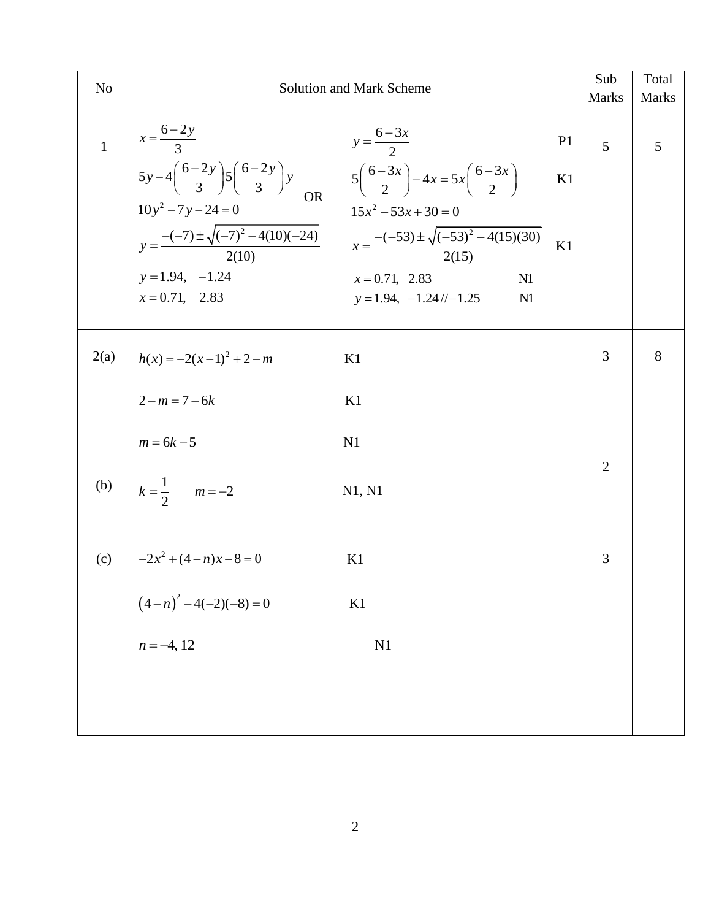| No | Solution and Mark Scheme | Sub Marks | Total Marks |
|---|---|---|---|
| 1 | $x = \dfrac{6-2y}{3}$ OR $y = \dfrac{6-3x}{2}$ **P1**<br><br>$5y - 4\left(\dfrac{6-2y}{3}\right)5\left(\dfrac{6-2y}{3}\right)y$ OR $5\left(\dfrac{6-3x}{2}\right) - 4x = 5x\left(\dfrac{6-3x}{2}\right)$ **K1**<br><br>$10y^2 - 7y - 24 = 0$ OR $15x^2 - 53x + 30 = 0$<br><br>$y = \dfrac{-(-7) \pm \sqrt{(-7)^2 - 4(10)(-24)}}{2(10)}$ OR $x = \dfrac{-(-53) \pm \sqrt{(-53)^2 - 4(15)(30)}}{2(15)}$ **K1**<br><br>$y = 1.94, \quad -1.24$ OR $x = 0.71, \quad 2.83$ **N1**<br><br>$x = 0.71, \quad 2.83$ OR $y = 1.94, \quad -1.24 // -1.25$ **N1** | 5 | 5 |
| 2(a) | $h(x) = -2(x-1)^2 + 2 - m$ **K1**<br><br>$2 - m = 7 - 6k$ **K1**<br><br>$m = 6k - 5$ **N1** | 3 | 8 |
| (b) | $k = \dfrac{1}{2} \qquad m = -2$ **N1, N1** | 2 | |
| (c) | $-2x^2 + (4-n)x - 8 = 0$ **K1**<br><br>$(4-n)^2 - 4(-2)(-8) = 0$ **K1**<br><br>$n = -4, 12$ **N1** | 3 | |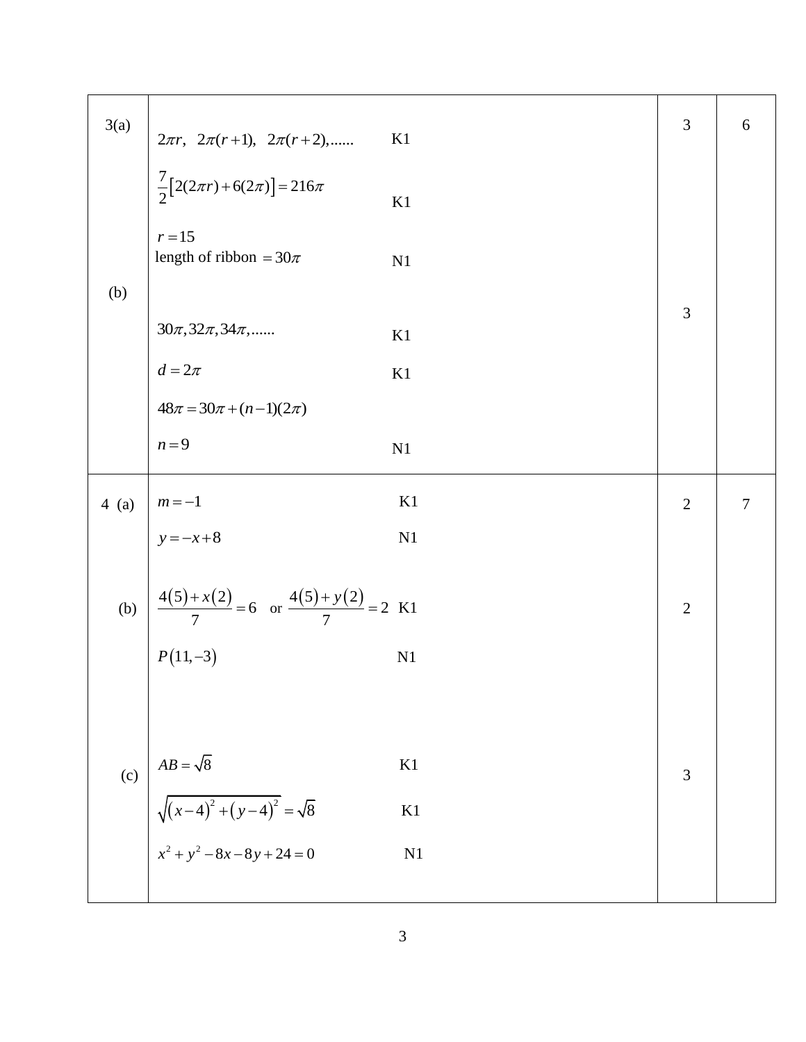| | | | |
|---|---|---|---|
| 3(a) | $2\pi r,\ \ 2\pi(r+1),\ \ 2\pi(r+2),......$ K1<br><br>$\frac{7}{2}\left[2(2\pi r)+6(2\pi)\right]=216\pi$ K1<br><br>$r=15$<br>length of ribbon $=30\pi$ N1 | 3 | 6 |
| (b) | $30\pi, 32\pi, 34\pi,......$ K1<br><br>$d=2\pi$ K1<br><br>$48\pi=30\pi+(n-1)(2\pi)$<br><br>$n=9$ N1 | 3 | |
| 4 (a) | $m=-1$ K1<br><br>$y=-x+8$ N1 | 2 | 7 |
| (b) | $\frac{4(5)+x(2)}{7}=6$ or $\frac{4(5)+y(2)}{7}=2$ K1<br><br>$P(11,-3)$ N1 | 2 | |
| (c) | $AB=\sqrt{8}$ K1<br><br>$\sqrt{(x-4)^2+(y-4)^2}=\sqrt{8}$ K1<br><br>$x^2+y^2-8x-8y+24=0$ N1 | 3 | |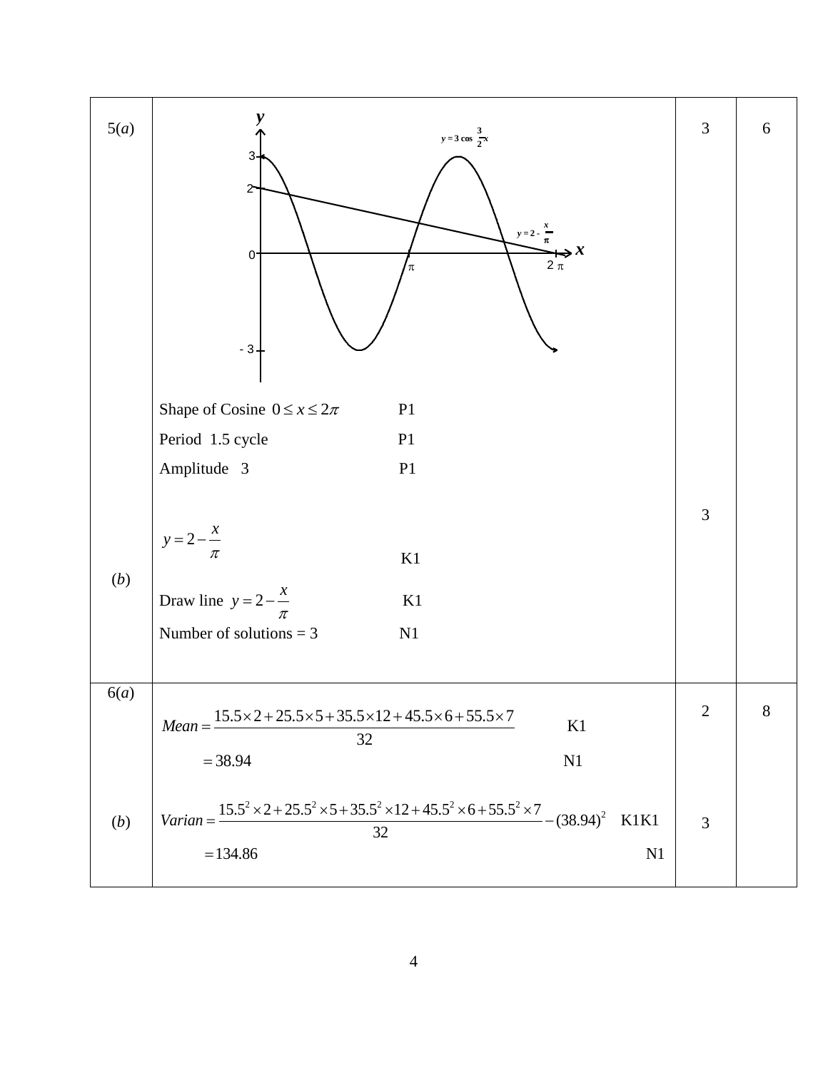| | | | |
|---|---|---|---|
| 5(*a*) | Shape of Cosine $0 \le x \le 2\pi$ P1<br>Period 1.5 cycle P1<br>Amplitude 3 P1 | 3 | 6 |
| (*b*) | $y = 2 - \dfrac{x}{\pi}$ K1<br>Draw line $y = 2 - \dfrac{x}{\pi}$ K1<br>Number of solutions = 3 N1 | 3 | |
| 6(*a*) | $Mean = \dfrac{15.5 \times 2 + 25.5 \times 5 + 35.5 \times 12 + 45.5 \times 6 + 55.5 \times 7}{32}$ K1<br>$= 38.94$ N1 | 2 | 8 |
| (*b*) | $Varian = \dfrac{15.5^2 \times 2 + 25.5^2 \times 5 + 35.5^2 \times 12 + 45.5^2 \times 6 + 55.5^2 \times 7}{32} - (38.94)^2$ K1K1<br>$= 134.86$ N1 | 3 | |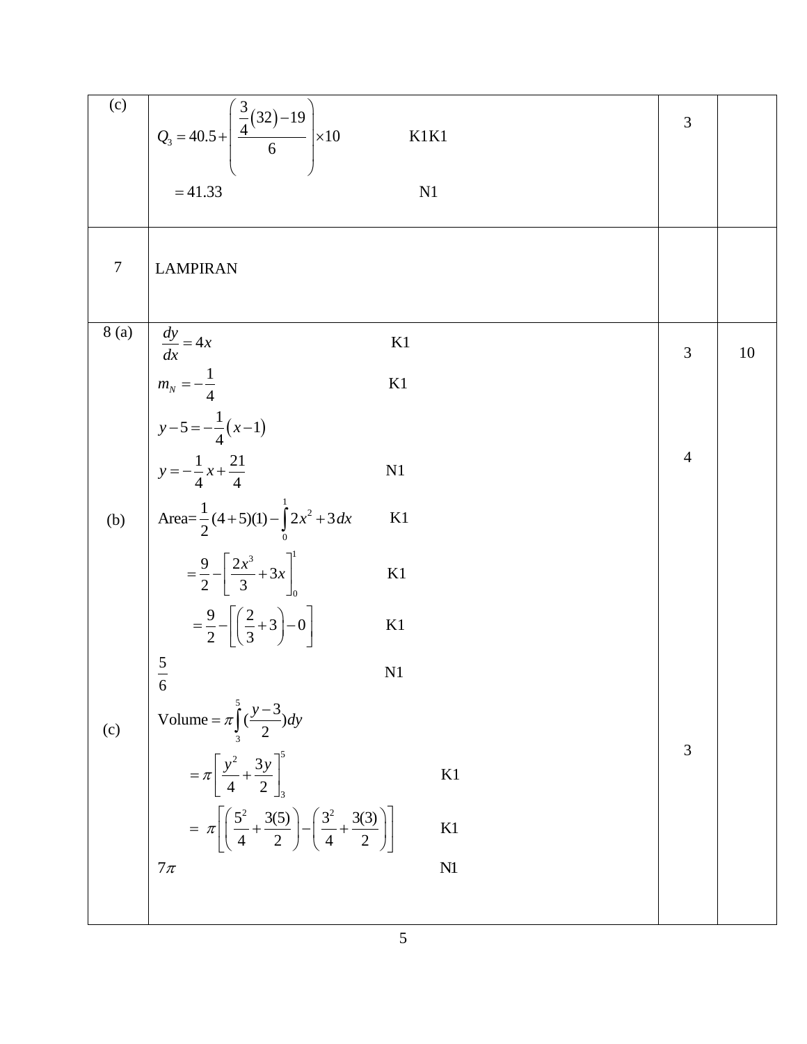| | | | |
|---|---|---|---|
| (c) | $Q_3 = 40.5 + \left( \dfrac{\frac{3}{4}(32) - 19}{6} \right) \times 10$ K1K1<br><br>$= 41.33$ N1 | 3 | |
| 7 | LAMPIRAN | | |
| 8 (a)<br><br><br><br><br><br><br><br>(b)<br><br><br><br><br><br><br><br><br><br>(c) | $\dfrac{dy}{dx} = 4x$ K1<br><br>$m_N = -\dfrac{1}{4}$ K1<br><br>$y - 5 = -\dfrac{1}{4}(x-1)$<br><br>$y = -\dfrac{1}{4}x + \dfrac{21}{4}$ N1<br><br>Area= $\dfrac{1}{2}(4+5)(1) - \int_0^1 2x^2 + 3\,dx$ K1<br><br>$= \dfrac{9}{2} - \left[ \dfrac{2x^3}{3} + 3x \right]_0^1$ K1<br><br>$= \dfrac{9}{2} - \left[ \left( \dfrac{2}{3} + 3 \right) - 0 \right]$ K1<br><br>$\dfrac{5}{6}$ N1<br><br>Volume $= \pi \int_3^5 (\dfrac{y-3}{2})dy$<br><br>$= \pi \left[ \dfrac{y^2}{4} + \dfrac{3y}{2} \right]_3^5$ K1<br><br>$= \pi \left[ \left( \dfrac{5^2}{4} + \dfrac{3(5)}{2} \right) - \left( \dfrac{3^2}{4} + \dfrac{3(3)}{2} \right) \right]$ K1<br><br>$7\pi$ N1 | 3<br><br><br><br><br><br>4<br><br><br><br><br><br><br><br><br><br><br><br>3 | 10 |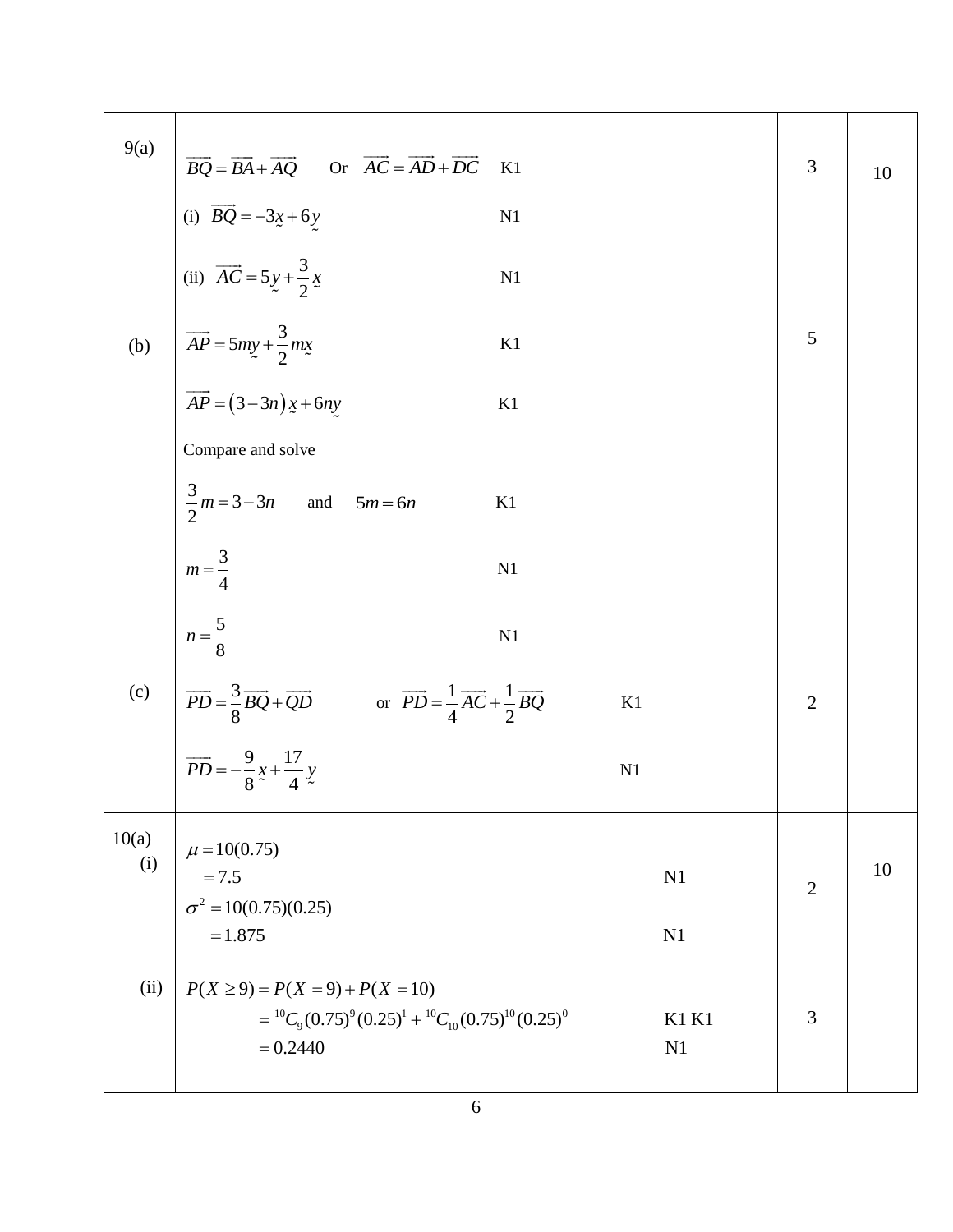| | | | |
|---|---|---|---|
| 9(a) | $\overrightarrow{BQ} = \overrightarrow{BA} + \overrightarrow{AQ}$ Or $\overrightarrow{AC} = \overrightarrow{AD} + \overrightarrow{DC}$ K1<br><br>(i) $\overrightarrow{BQ} = -3\underset{\sim}{x} + 6\underset{\sim}{y}$ N1<br><br>(ii) $\overrightarrow{AC} = 5\underset{\sim}{y} + \frac{3}{2}\underset{\sim}{x}$ N1 | 3 | 10 |
| (b) | $\overrightarrow{AP} = 5m\underset{\sim}{y} + \frac{3}{2}m\underset{\sim}{x}$ K1<br><br>$\overrightarrow{AP} = (3-3n)\underset{\sim}{x} + 6n\underset{\sim}{y}$ K1<br><br>Compare and solve<br><br>$\frac{3}{2}m = 3-3n$ and $5m = 6n$ K1<br><br>$m = \frac{3}{4}$ N1<br><br>$n = \frac{5}{8}$ N1 | 5 | |
| (c) | $\overrightarrow{PD} = \frac{3}{8}\overrightarrow{BQ} + \overrightarrow{QD}$ or $\overrightarrow{PD} = \frac{1}{4}\overrightarrow{AC} + \frac{1}{2}\overrightarrow{BQ}$ K1<br><br>$\overrightarrow{PD} = -\frac{9}{8}\underset{\sim}{x} + \frac{17}{4}\underset{\sim}{y}$ N1 | 2 | |
| 10(a) (i) | $\mu = 10(0.75)$<br>$= 7.5$ N1<br>$\sigma^2 = 10(0.75)(0.25)$<br>$= 1.875$ N1 | 2 | 10 |
| (ii) | $P(X \geq 9) = P(X = 9) + P(X = 10)$<br>$= {}^{10}C_9(0.75)^9(0.25)^1 + {}^{10}C_{10}(0.75)^{10}(0.25)^0$ K1 K1<br>$= 0.2440$ N1 | 3 | |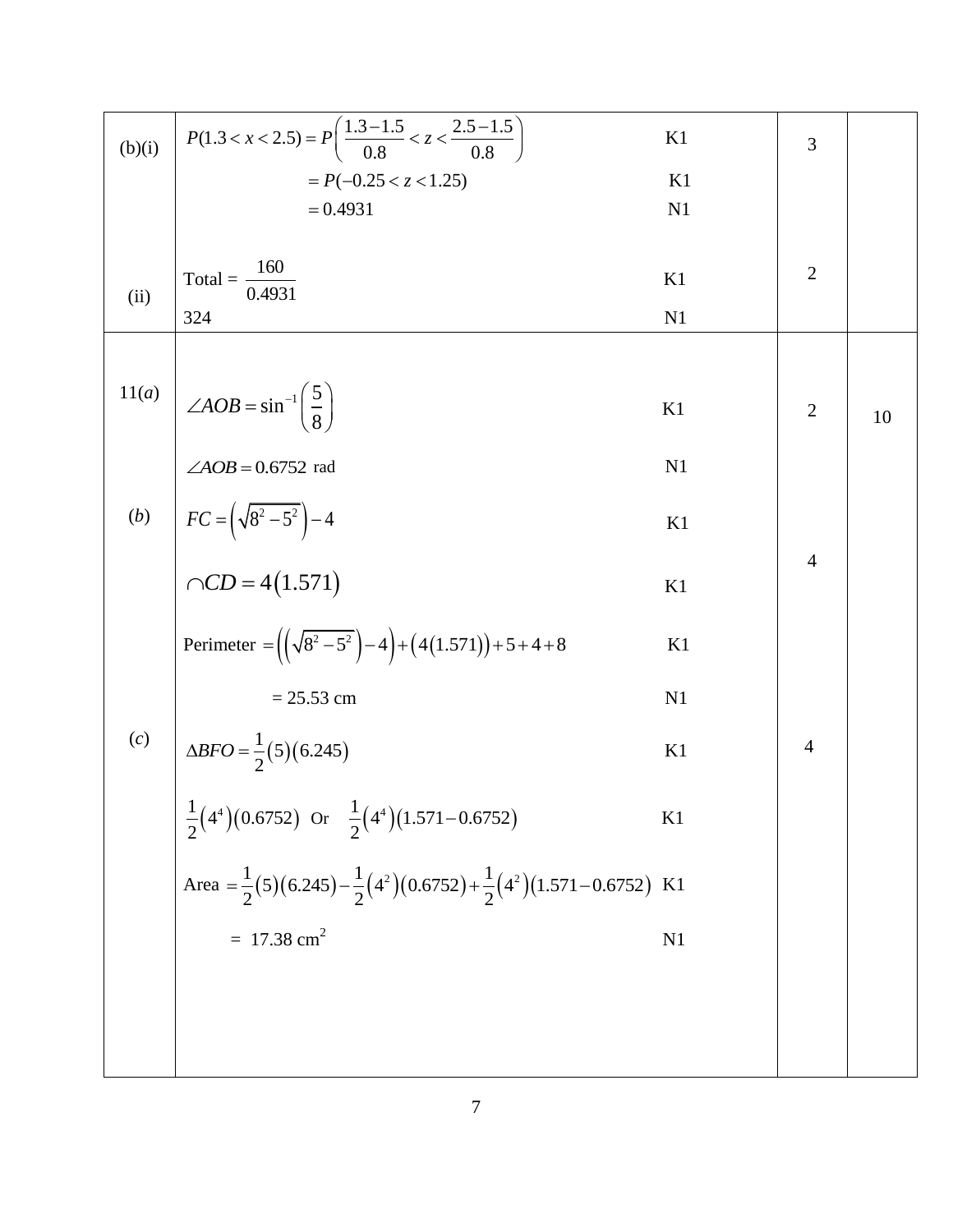| | | | |
|---|---|---|---|
| (b)(i) | $P(1.3 < x < 2.5) = P\left(\frac{1.3-1.5}{0.8} < z < \frac{2.5-1.5}{0.8}\right)$ K1<br>$= P(-0.25 < z < 1.25)$ K1<br>$= 0.4931$ N1 | 3 | |
| (ii) | Total = $\frac{160}{0.4931}$ K1<br>324 N1 | 2 | |
| 11(*a*) | $\angle AOB = \sin^{-1}\left(\frac{5}{8}\right)$ K1<br>$\angle AOB = 0.6752$ rad N1 | 2 | 10 |
| (*b*) | $FC = \left(\sqrt{8^2 - 5^2}\right) - 4$ K1<br>$\frown CD = 4(1.571)$ K1<br>Perimeter $= \left(\left(\sqrt{8^2 - 5^2}\right) - 4\right) + \left(4(1.571)\right) + 5 + 4 + 8$ K1<br>= 25.53 cm N1 | 4 | |
| (*c*) | $\Delta BFO = \frac{1}{2}(5)(6.245)$ K1<br>$\frac{1}{2}\left(4^4\right)(0.6752)$ Or $\frac{1}{2}\left(4^4\right)(1.571 - 0.6752)$ K1<br>Area $= \frac{1}{2}(5)(6.245) - \frac{1}{2}\left(4^2\right)(0.6752) + \frac{1}{2}\left(4^2\right)(1.571 - 0.6752)$ K1<br>= 17.38 cm$^2$ N1 | 4 | |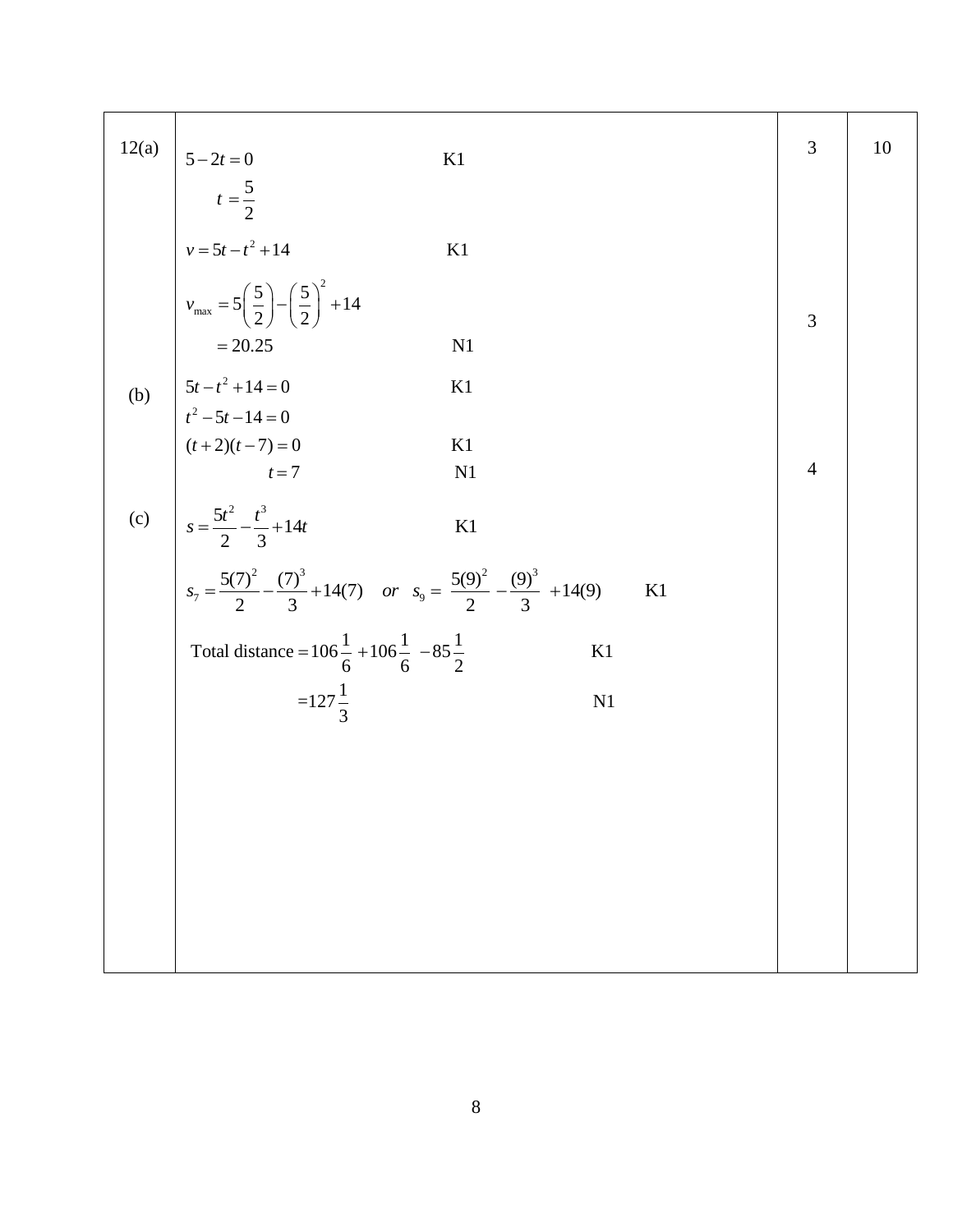| | | | |
|---|---|---|---|
| 12(a) | $5-2t=0$ K1<br>$t=\dfrac{5}{2}$<br>$v=5t-t^2+14$ K1<br>$v_{\max}=5\left(\dfrac{5}{2}\right)-\left(\dfrac{5}{2}\right)^2+14$<br>$=20.25$ N1 | 3 | 10 |
| (b) | $5t-t^2+14=0$ K1<br>$t^2-5t-14=0$<br>$(t+2)(t-7)=0$ K1<br>$t=7$ N1 | 3 | |
| (c) | $s=\dfrac{5t^2}{2}-\dfrac{t^3}{3}+14t$ K1<br>$s_7=\dfrac{5(7)^2}{2}-\dfrac{(7)^3}{3}+14(7)$ *or* $s_9=\dfrac{5(9)^2}{2}-\dfrac{(9)^3}{3}+14(9)$ K1<br>Total distance $=106\dfrac{1}{6}+106\dfrac{1}{6}-85\dfrac{1}{2}$ K1<br>$=127\dfrac{1}{3}$ N1 | 4 | |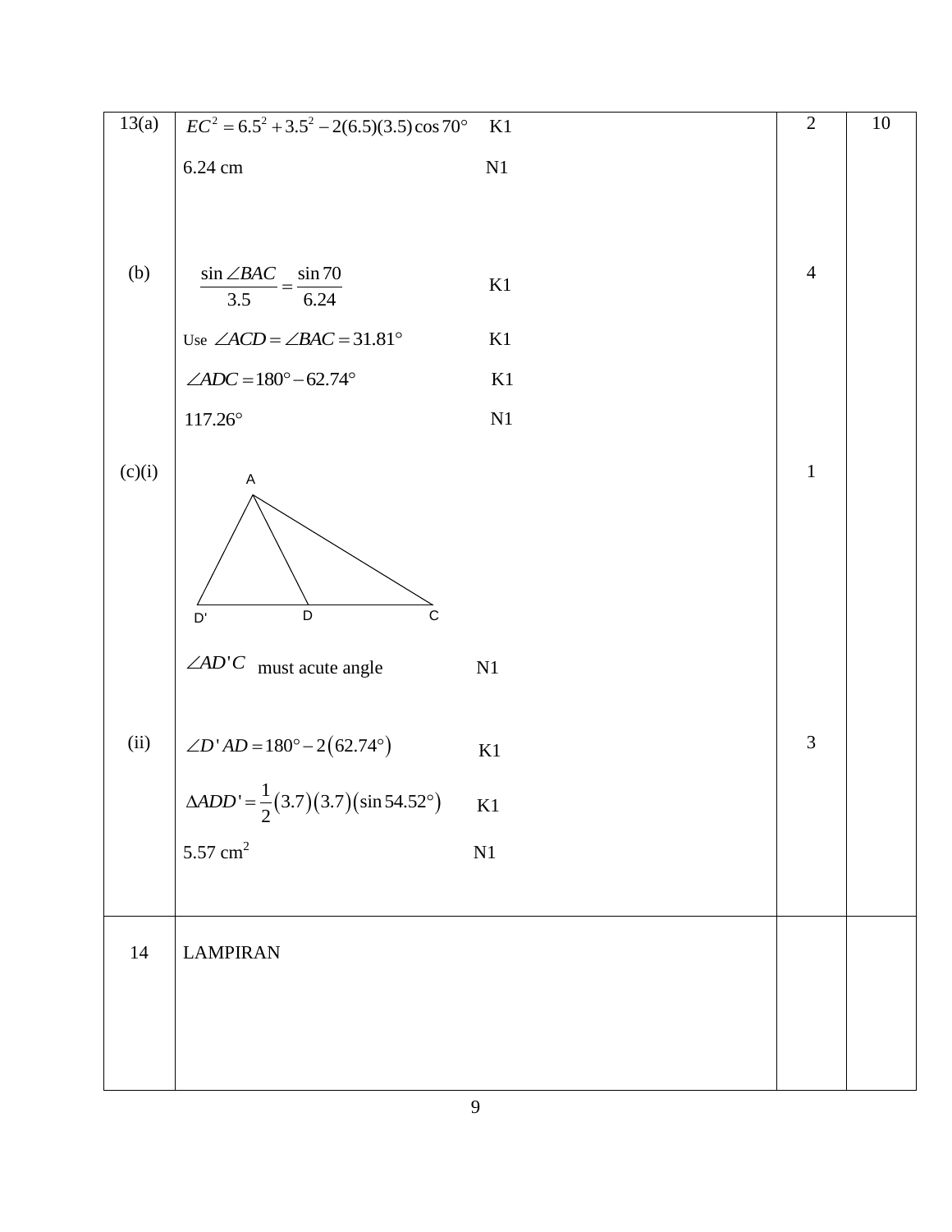| No. | Marking Scheme | Marks | Total |
|---|---|---|---|
| 13(a) | $EC^2 = 6.5^2 + 3.5^2 - 2(6.5)(3.5)\cos 70°$ K1<br><br>6.24 cm N1 | 2 | 10 |
| (b) | $\dfrac{\sin \angle BAC}{3.5} = \dfrac{\sin 70}{6.24}$ K1<br><br>Use $\angle ACD = \angle BAC = 31.81°$ K1<br><br>$\angle ADC = 180° - 62.74°$ K1<br><br>$117.26°$ N1 | 4 | |
| (c)(i) | A, D', D, C<br><br>$\angle AD'C$ must acute angle N1 | 1 | |
| (ii) | $\angle D'AD = 180° - 2(62.74°)$ K1<br><br>$\Delta ADD' = \dfrac{1}{2}(3.7)(3.7)(\sin 54.52°)$ K1<br><br>5.57 cm$^2$ N1 | 3 | |
| 14 | LAMPIRAN | | |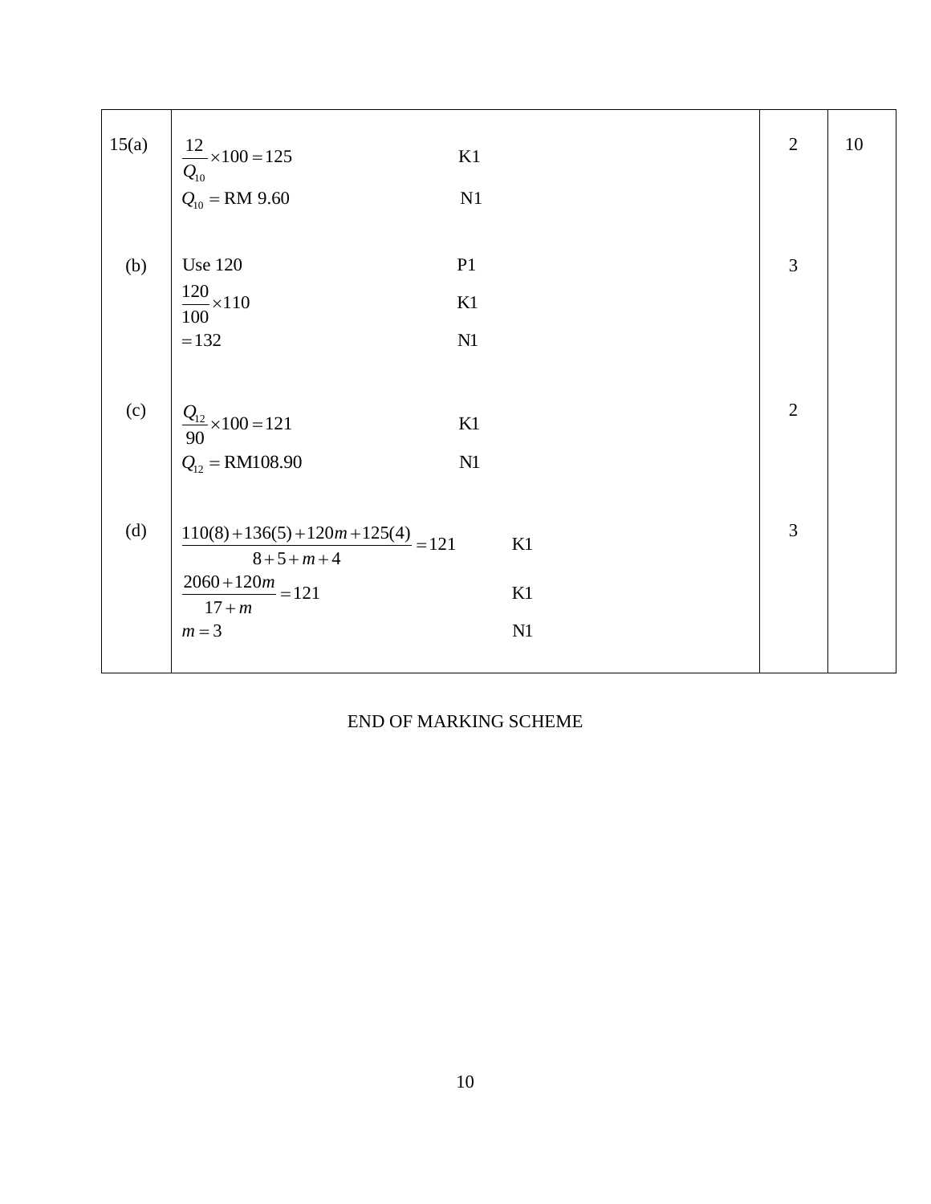| | | | |
|---|---|---|---|
| 15(a) | $\frac{12}{Q_{10}} \times 100 = 125$ K1<br>$Q_{10} =$ RM 9.60 N1 | 2 | 10 |
| (b) | Use 120 P1<br>$\frac{120}{100} \times 110$ K1<br>$= 132$ N1 | 3 | |
| (c) | $\frac{Q_{12}}{90} \times 100 = 121$ K1<br>$Q_{12} =$ RM108.90 N1 | 2 | |
| (d) | $\frac{110(8) + 136(5) + 120m + 125(4)}{8 + 5 + m + 4} = 121$ K1<br>$\frac{2060 + 120m}{17 + m} = 121$ K1<br>$m = 3$ N1 | 3 | |

END OF MARKING SCHEME